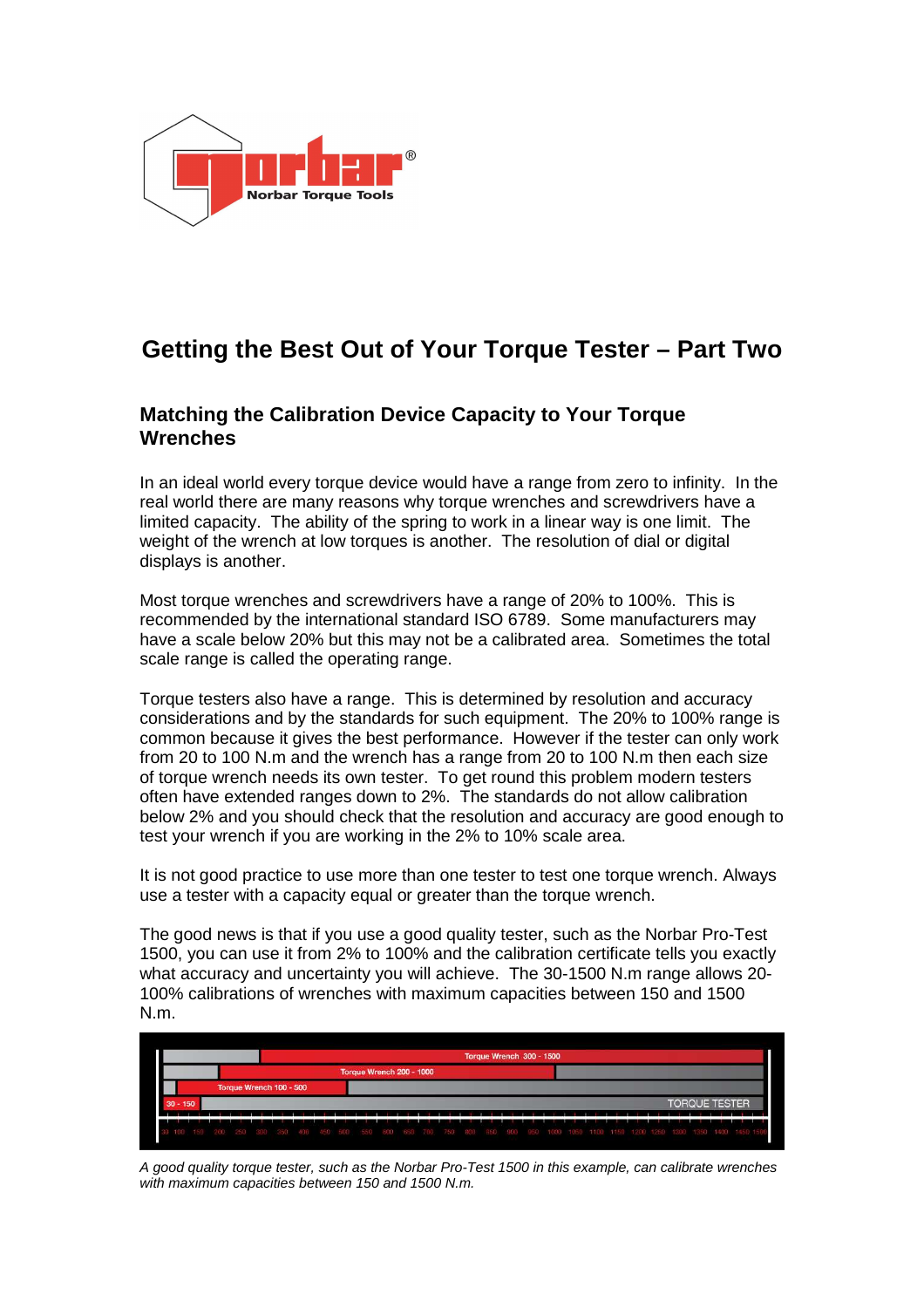# Getting the Best Out of Your Torque Tester – Part Two

## Matching the Calibration Device Capacity to Your Torque Wrenches

In an ideal world every torque device would have a range from zero to infinity. In the real world there are many reasons why torque wrenches and screwdrivers have a limited capacity. The ability of the spring to work in a linear way is one limit. The weight of the wrench at low torques is another. The resolution of dial or digital displays is another.

Most torque wrenches and screwdrivers have a range of 20% to 100%. This is recommended by the international standard ISO 6789. Some manufacturers may have a scale below 20% but this may not be a calibrated area. Sometimes the total scale range is called the operating range.

Torque testers also have a range. This is determined by resolution and accuracy considerations and by the standards for such equipment. The 20% to 100% range is common because it gives the best performance. However if the tester can only work from 20 to 100 N.m and the wrench has a range from 20 to 100 N.m then each size of torque wrench needs its own tester. To get round this problem modern testers often have extended ranges down to 2%. The standards do not allow calibration below 2% and you should check that the resolution and accuracy are good enough to test your wrench if you are working in the 2% to 10% scale area.

It is not good practice to use more than one tester to test one torque wrench. Always use a tester with a capacity equal or greater than the torque wrench.

The good news is that if you use a good quality tester, such as the Norbar Pro-Test 1500, you can use it from 2% to 100% and the calibration certificate tells you exactly what accuracy and uncertainty you will achieve. The 30-1500 N.m range allows 20-100% calibrations of wrenches with maximum capacities between 150 and 1500 N.m.

*A good quality torque tester, such as the Norbar Pro-Test 1500 in this example, can calibrate wrenches with maximum capacities between 150 and 1500 N.m.*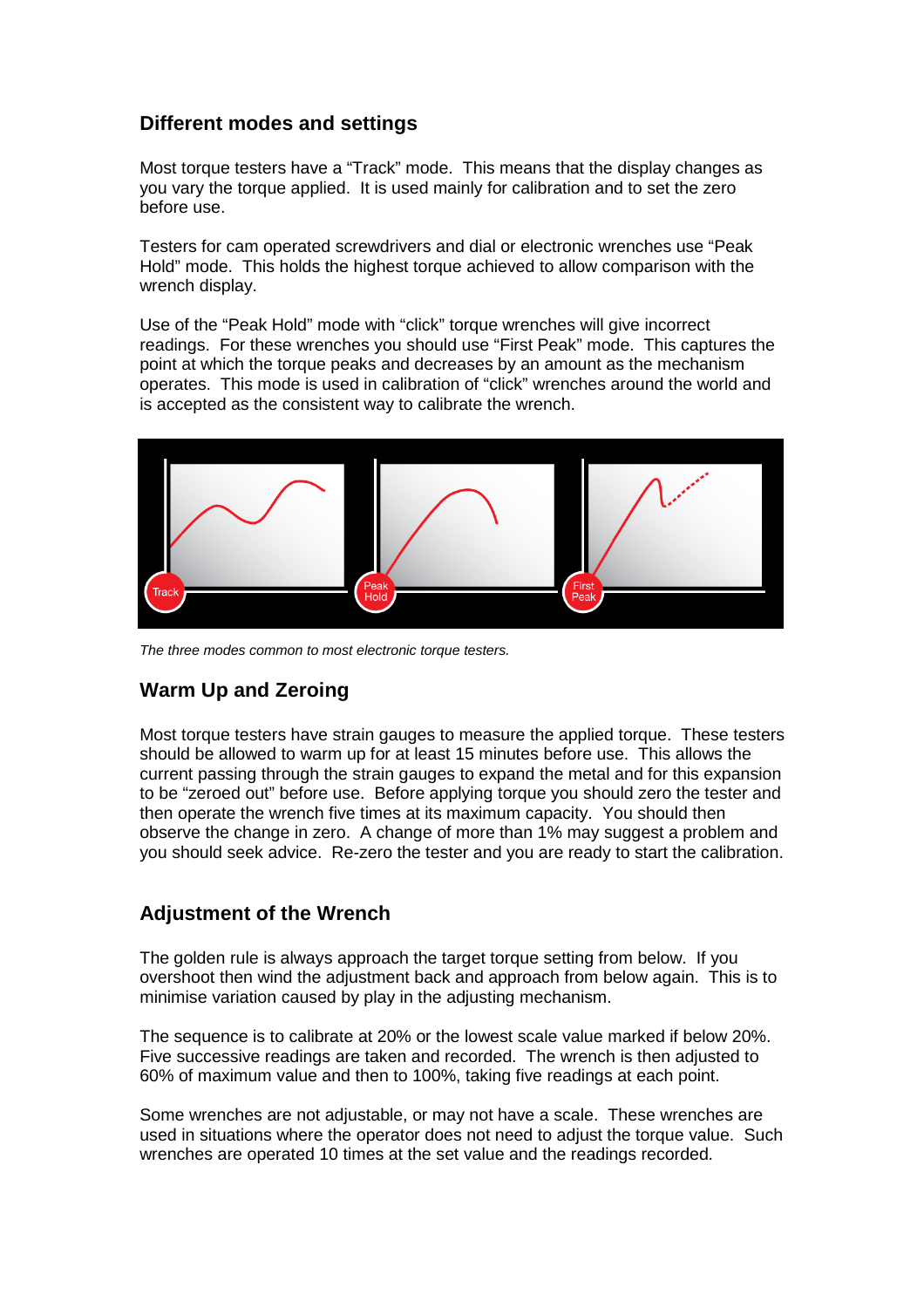## Different modes and settings

Most torque testers have a "Track" mode. This means that the display changes as you vary the torque applied. It is used mainly for calibration and to set the zero before use.

Testers for cam operated screwdrivers and dial or electronic wrenches use "Peak Hold" mode. This holds the highest torque achieved to allow comparison with the wrench display.

Use of the "Peak Hold" mode with "click" torque wrenches will give incorrect readings. For these wrenches you should use "First Peak" mode. This captures the point at which the torque peaks and decreases by an amount as the mechanism operates. This mode is used in calibration of "click" wrenches around the world and is accepted as the consistent way to calibrate the wrench.

*The three modes common to most electronic torque testers.*

## Warm Up and Zeroing

Most torque testers have strain gauges to measure the applied torque. These testers should be allowed to warm up for at least 15 minutes before use. This allows the current passing through the strain gauges to expand the metal and for this expansion to be "zeroed out" before use. Before applying torque you should zero the tester and then operate the wrench five times at its maximum capacity. You should then observe the change in zero. A change of more than 1% may suggest a problem and you should seek advice. Re-zero the tester and you are ready to start the calibration.

## Adjustment of the Wrench

The golden rule is always approach the target torque setting from below. If you overshoot then wind the adjustment back and approach from below again. This is to minimise variation caused by play in the adjusting mechanism.

The sequence is to calibrate at 20% or the lowest scale value marked if below 20%. Five successive readings are taken and recorded. The wrench is then adjusted to 60% of maximum value and then to 100%, taking five readings at each point.

Some wrenches are not adjustable, or may not have a scale. These wrenches are used in situations where the operator does not need to adjust the torque value. Such wrenches are operated 10 times at the set value and the readings recorded.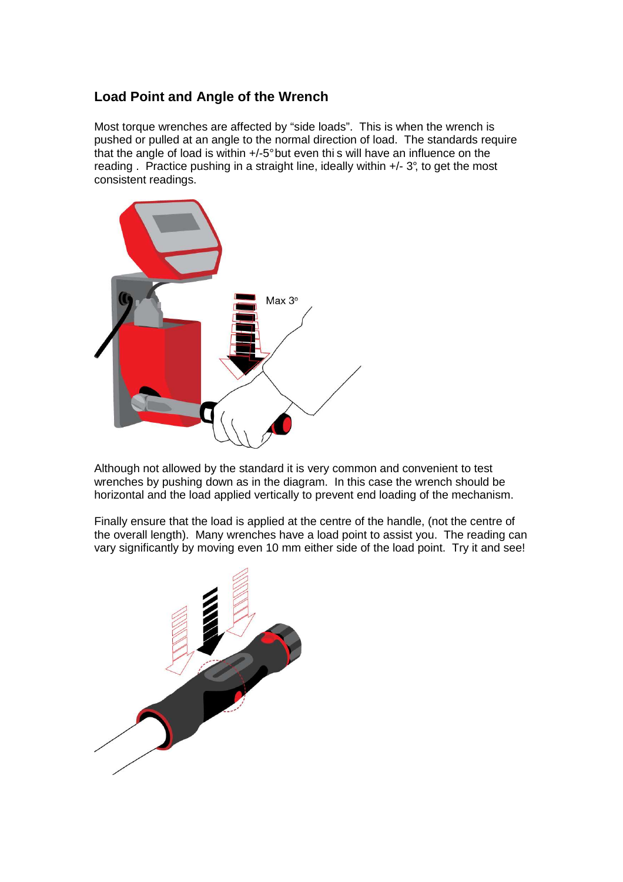## Load Point and Angle of the Wrench

Most torque wrenches are affected by "side loads". This is when the wrench is pushed or pulled at an angle to the normal direction of load. The standards require that the angle of load is within +/-5° but even thi s will have an influence on the reading . Practice pushing in a straight line, ideally within +/- 3°, to get the most consistent readings.

Max 3°

Although not allowed by the standard it is very common and convenient to test wrenches by pushing down as in the diagram. In this case the wrench should be horizontal and the load applied vertically to prevent end loading of the mechanism.

Finally ensure that the load is applied at the centre of the handle, (not the centre of the overall length). Many wrenches have a load point to assist you. The reading can vary significantly by moving even 10 mm either side of the load point. Try it and see!